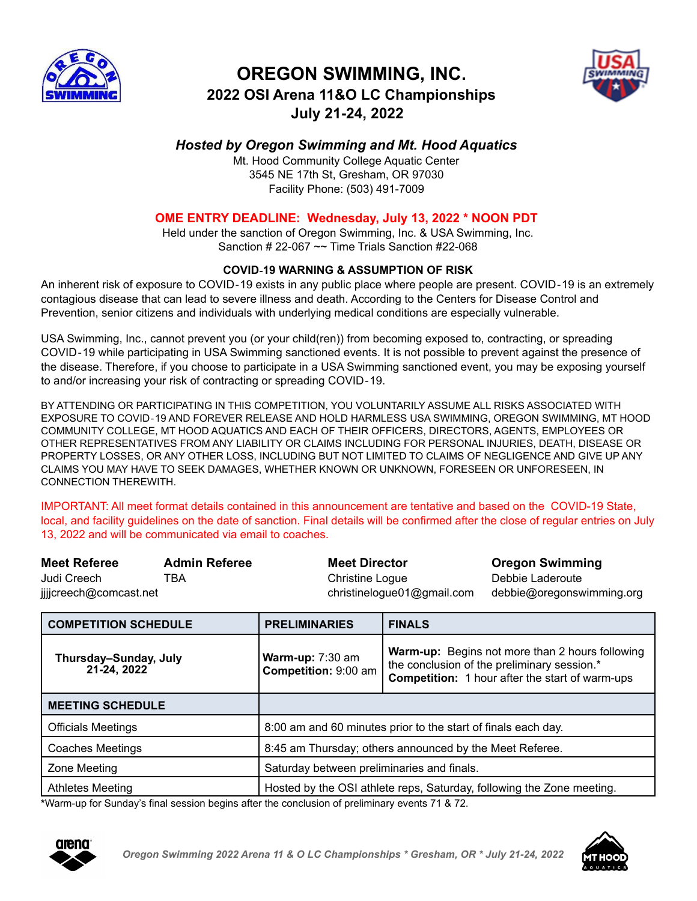# OREGON SWIMMING, INC.

## 2022 OSI Arena 11&O LC Championships

## July 21-24, 2022

### *Hosted by Oregon Swimming and Mt. Hood Aquatics*

Mt. Hood Community College Aquatic Center
3545 NE 17th St, Gresham, OR 97030
Facility Phone: (503) 491-7009

**OME ENTRY DEADLINE: Wednesday, July 13, 2022 * NOON PDT**

Held under the sanction of Oregon Swimming, Inc. & USA Swimming, Inc.
Sanction # 22-067 ~~ Time Trials Sanction #22-068

**COVID-19 WARNING & ASSUMPTION OF RISK**

An inherent risk of exposure to COVID-19 exists in any public place where people are present. COVID-19 is an extremely contagious disease that can lead to severe illness and death. According to the Centers for Disease Control and Prevention, senior citizens and individuals with underlying medical conditions are especially vulnerable.

USA Swimming, Inc., cannot prevent you (or your child(ren)) from becoming exposed to, contracting, or spreading COVID-19 while participating in USA Swimming sanctioned events. It is not possible to prevent against the presence of the disease. Therefore, if you choose to participate in a USA Swimming sanctioned event, you may be exposing yourself to and/or increasing your risk of contracting or spreading COVID-19.

BY ATTENDING OR PARTICIPATING IN THIS COMPETITION, YOU VOLUNTARILY ASSUME ALL RISKS ASSOCIATED WITH EXPOSURE TO COVID-19 AND FOREVER RELEASE AND HOLD HARMLESS USA SWIMMING, OREGON SWIMMING, MT HOOD COMMUNITY COLLEGE, MT HOOD AQUATICS AND EACH OF THEIR OFFICERS, DIRECTORS, AGENTS, EMPLOYEES OR OTHER REPRESENTATIVES FROM ANY LIABILITY OR CLAIMS INCLUDING FOR PERSONAL INJURIES, DEATH, DISEASE OR PROPERTY LOSSES, OR ANY OTHER LOSS, INCLUDING BUT NOT LIMITED TO CLAIMS OF NEGLIGENCE AND GIVE UP ANY CLAIMS YOU MAY HAVE TO SEEK DAMAGES, WHETHER KNOWN OR UNKNOWN, FORESEEN OR UNFORESEEN, IN CONNECTION THEREWITH.

IMPORTANT: All meet format details contained in this announcement are tentative and based on the COVID-19 State, local, and facility guidelines on the date of sanction. Final details will be confirmed after the close of regular entries on July 13, 2022 and will be communicated via email to coaches.

| **Meet Referee** | **Admin Referee** | **Meet Director** | **Oregon Swimming** |
|---|---|---|---|
| Judi Creech | TBA | Christine Logue | Debbie Laderoute |
| jjjjcreech@comcast.net | | christinelogue01@gmail.com | debbie@oregonswimming.org |

| **COMPETITION SCHEDULE** | **PRELIMINARIES** | **FINALS** |
|---|---|---|
| **Thursday–Sunday, July 21-24, 2022** | **Warm-up:** 7:30 am<br>**Competition:** 9:00 am | **Warm-up:** Begins not more than 2 hours following the conclusion of the preliminary session.*<br>**Competition:** 1 hour after the start of warm-ups |
| **MEETING SCHEDULE** | | |
| Officials Meetings | 8:00 am and 60 minutes prior to the start of finals each day. | |
| Coaches Meetings | 8:45 am Thursday; others announced by the Meet Referee. | |
| Zone Meeting | Saturday between preliminaries and finals. | |
| Athletes Meeting | Hosted by the OSI athlete reps, Saturday, following the Zone meeting. | |

*Warm-up for Sunday's final session begins after the conclusion of preliminary events 71 & 72.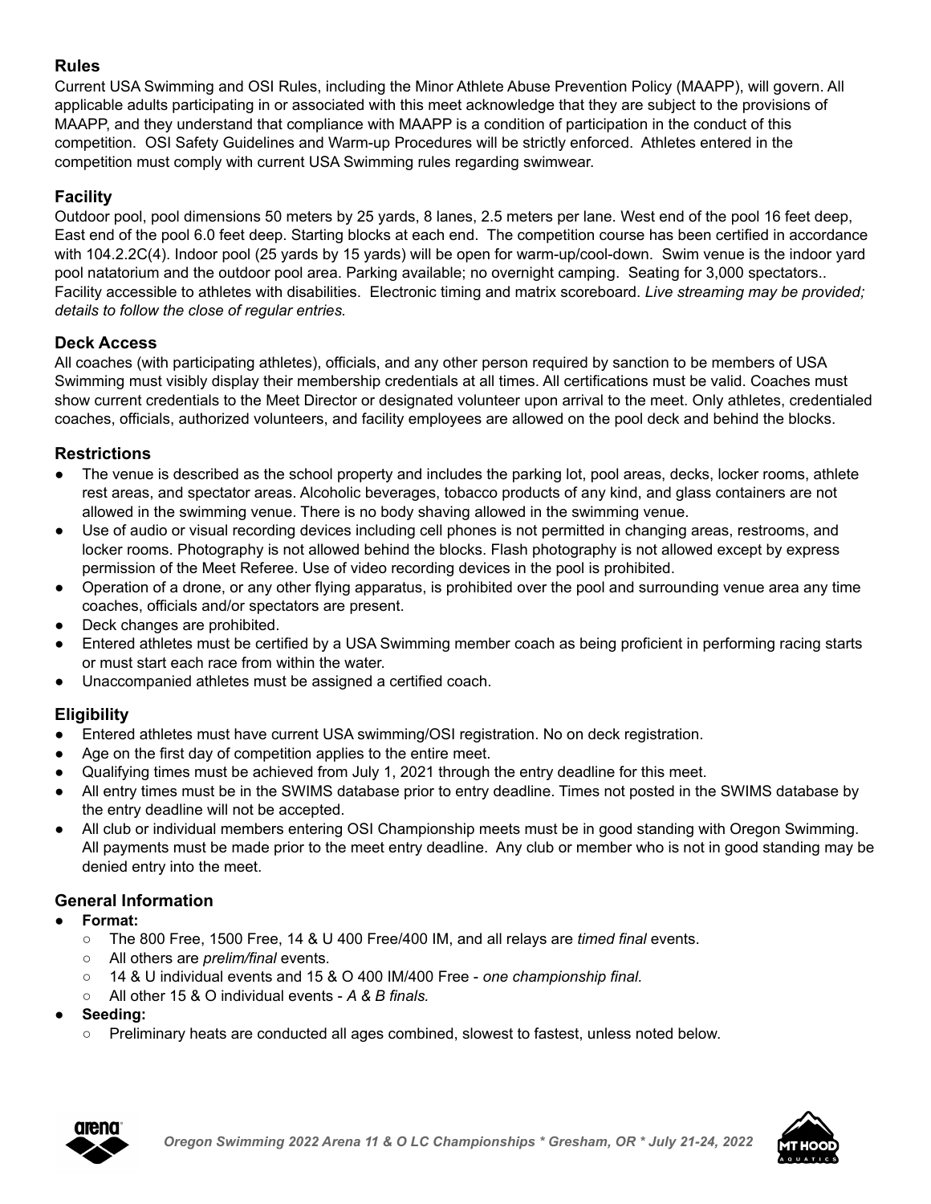## Rules

Current USA Swimming and OSI Rules, including the Minor Athlete Abuse Prevention Policy (MAAPP), will govern. All applicable adults participating in or associated with this meet acknowledge that they are subject to the provisions of MAAPP, and they understand that compliance with MAAPP is a condition of participation in the conduct of this competition. OSI Safety Guidelines and Warm-up Procedures will be strictly enforced. Athletes entered in the competition must comply with current USA Swimming rules regarding swimwear.

## Facility

Outdoor pool, pool dimensions 50 meters by 25 yards, 8 lanes, 2.5 meters per lane. West end of the pool 16 feet deep, East end of the pool 6.0 feet deep. Starting blocks at each end. The competition course has been certified in accordance with 104.2.2C(4). Indoor pool (25 yards by 15 yards) will be open for warm-up/cool-down. Swim venue is the indoor yard pool natatorium and the outdoor pool area. Parking available; no overnight camping. Seating for 3,000 spectators.. Facility accessible to athletes with disabilities. Electronic timing and matrix scoreboard. *Live streaming may be provided; details to follow the close of regular entries.*

## Deck Access

All coaches (with participating athletes), officials, and any other person required by sanction to be members of USA Swimming must visibly display their membership credentials at all times. All certifications must be valid. Coaches must show current credentials to the Meet Director or designated volunteer upon arrival to the meet. Only athletes, credentialed coaches, officials, authorized volunteers, and facility employees are allowed on the pool deck and behind the blocks.

## Restrictions

- The venue is described as the school property and includes the parking lot, pool areas, decks, locker rooms, athlete rest areas, and spectator areas. Alcoholic beverages, tobacco products of any kind, and glass containers are not allowed in the swimming venue. There is no body shaving allowed in the swimming venue.
- Use of audio or visual recording devices including cell phones is not permitted in changing areas, restrooms, and locker rooms. Photography is not allowed behind the blocks. Flash photography is not allowed except by express permission of the Meet Referee. Use of video recording devices in the pool is prohibited.
- Operation of a drone, or any other flying apparatus, is prohibited over the pool and surrounding venue area any time coaches, officials and/or spectators are present.
- Deck changes are prohibited.
- Entered athletes must be certified by a USA Swimming member coach as being proficient in performing racing starts or must start each race from within the water.
- Unaccompanied athletes must be assigned a certified coach.

## Eligibility

- Entered athletes must have current USA swimming/OSI registration. No on deck registration.
- Age on the first day of competition applies to the entire meet.
- Qualifying times must be achieved from July 1, 2021 through the entry deadline for this meet.
- All entry times must be in the SWIMS database prior to entry deadline. Times not posted in the SWIMS database by the entry deadline will not be accepted.
- All club or individual members entering OSI Championship meets must be in good standing with Oregon Swimming. All payments must be made prior to the meet entry deadline. Any club or member who is not in good standing may be denied entry into the meet.

## General Information

- **Format:**
  - The 800 Free, 1500 Free, 14 & U 400 Free/400 IM, and all relays are *timed final* events.
  - All others are *prelim/final* events.
  - 14 & U individual events and 15 & O 400 IM/400 Free - *one championship final.*
  - All other 15 & O individual events - *A & B finals.*
- **Seeding:**
  - Preliminary heats are conducted all ages combined, slowest to fastest, unless noted below.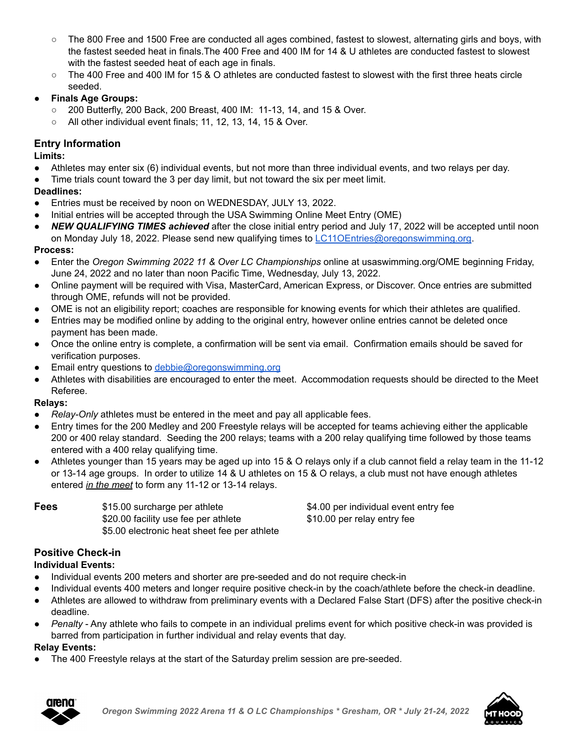- The 800 Free and 1500 Free are conducted all ages combined, fastest to slowest, alternating girls and boys, with the fastest seeded heat in finals.The 400 Free and 400 IM for 14 & U athletes are conducted fastest to slowest with the fastest seeded heat of each age in finals.
- The 400 Free and 400 IM for 15 & O athletes are conducted fastest to slowest with the first three heats circle seeded.

- **Finals Age Groups:**
  - 200 Butterfly, 200 Back, 200 Breast, 400 IM: 11-13, 14, and 15 & Over.
  - All other individual event finals; 11, 12, 13, 14, 15 & Over.

## Entry Information

**Limits:**

- Athletes may enter six (6) individual events, but not more than three individual events, and two relays per day.
- Time trials count toward the 3 per day limit, but not toward the six per meet limit.

**Deadlines:**

- Entries must be received by noon on WEDNESDAY, JULY 13, 2022.
- Initial entries will be accepted through the USA Swimming Online Meet Entry (OME)
- ***NEW QUALIFYING TIMES achieved*** after the close initial entry period and July 17, 2022 will be accepted until noon on Monday July 18, 2022. Please send new qualifying times to LC11OEntries@oregonswimming.org.

**Process:**

- Enter the *Oregon Swimming 2022 11 & Over LC Championships* online at usaswimming.org/OME beginning Friday, June 24, 2022 and no later than noon Pacific Time, Wednesday, July 13, 2022.
- Online payment will be required with Visa, MasterCard, American Express, or Discover. Once entries are submitted through OME, refunds will not be provided.
- OME is not an eligibility report; coaches are responsible for knowing events for which their athletes are qualified.
- Entries may be modified online by adding to the original entry, however online entries cannot be deleted once payment has been made.
- Once the online entry is complete, a confirmation will be sent via email. Confirmation emails should be saved for verification purposes.
- Email entry questions to debbie@oregonswimming.org
- Athletes with disabilities are encouraged to enter the meet. Accommodation requests should be directed to the Meet Referee.

**Relays:**

- *Relay-Only* athletes must be entered in the meet and pay all applicable fees.
- Entry times for the 200 Medley and 200 Freestyle relays will be accepted for teams achieving either the applicable 200 or 400 relay standard. Seeding the 200 relays; teams with a 200 relay qualifying time followed by those teams entered with a 400 relay qualifying time.
- Athletes younger than 15 years may be aged up into 15 & O relays only if a club cannot field a relay team in the 11-12 or 13-14 age groups. In order to utilize 14 & U athletes on 15 & O relays, a club must not have enough athletes entered *in the meet* to form any 11-12 or 13-14 relays.

**Fees**

- $15.00 surcharge per athlete
- $20.00 facility use fee per athlete
- $5.00 electronic heat sheet fee per athlete
- $4.00 per individual event entry fee
- $10.00 per relay entry fee

## Positive Check-in

**Individual Events:**

- Individual events 200 meters and shorter are pre-seeded and do not require check-in
- Individual events 400 meters and longer require positive check-in by the coach/athlete before the check-in deadline.
- Athletes are allowed to withdraw from preliminary events with a Declared False Start (DFS) after the positive check-in deadline.
- *Penalty* - Any athlete who fails to compete in an individual prelims event for which positive check-in was provided is barred from participation in further individual and relay events that day.

**Relay Events:**

- The 400 Freestyle relays at the start of the Saturday prelim session are pre-seeded.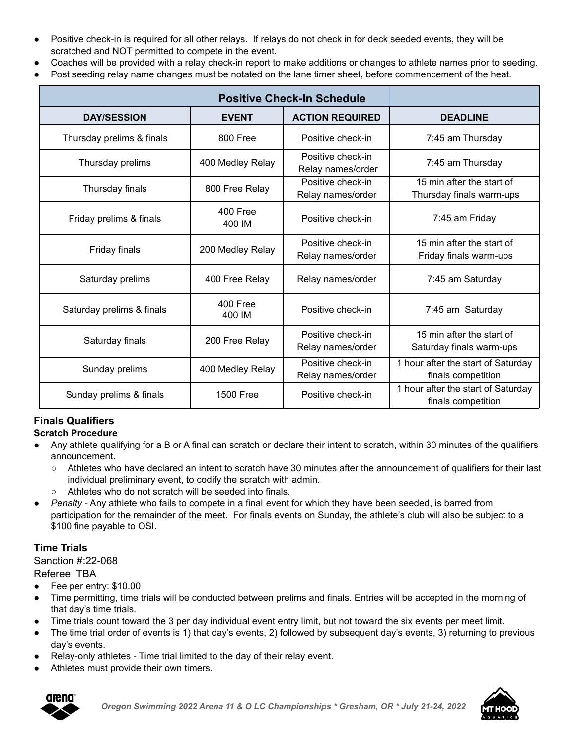- Positive check-in is required for all other relays. If relays do not check in for deck seeded events, they will be scratched and NOT permitted to compete in the event.
- Coaches will be provided with a relay check-in report to make additions or changes to athlete names prior to seeding.
- Post seeding relay name changes must be notated on the lane timer sheet, before commencement of the heat.

| Positive Check-In Schedule | | | |
|---|---|---|---|
| **DAY/SESSION** | **EVENT** | **ACTION REQUIRED** | **DEADLINE** |
| Thursday prelims & finals | 800 Free | Positive check-in | 7:45 am Thursday |
| Thursday prelims | 400 Medley Relay | Positive check-in<br>Relay names/order | 7:45 am Thursday |
| Thursday finals | 800 Free Relay | Positive check-in<br>Relay names/order | 15 min after the start of Thursday finals warm-ups |
| Friday prelims & finals | 400 Free<br>400 IM | Positive check-in | 7:45 am Friday |
| Friday finals | 200 Medley Relay | Positive check-in<br>Relay names/order | 15 min after the start of Friday finals warm-ups |
| Saturday prelims | 400 Free Relay | Relay names/order | 7:45 am Saturday |
| Saturday prelims & finals | 400 Free<br>400 IM | Positive check-in | 7:45 am Saturday |
| Saturday finals | 200 Free Relay | Positive check-in<br>Relay names/order | 15 min after the start of Saturday finals warm-ups |
| Sunday prelims | 400 Medley Relay | Positive check-in<br>Relay names/order | 1 hour after the start of Saturday finals competition |
| Sunday prelims & finals | 1500 Free | Positive check-in | 1 hour after the start of Saturday finals competition |

### Finals Qualifiers

**Scratch Procedure**

- Any athlete qualifying for a B or A final can scratch or declare their intent to scratch, within 30 minutes of the qualifiers announcement.
  - Athletes who have declared an intent to scratch have 30 minutes after the announcement of qualifiers for their last individual preliminary event, to codify the scratch with admin.
  - Athletes who do not scratch will be seeded into finals.
- *Penalty* - Any athlete who fails to compete in a final event for which they have been seeded, is barred from participation for the remainder of the meet. For finals events on Sunday, the athlete's club will also be subject to a $100 fine payable to OSI.

### Time Trials

Sanction #:22-068

Referee: TBA

- Fee per entry: $10.00
- Time permitting, time trials will be conducted between prelims and finals. Entries will be accepted in the morning of that day's time trials.
- Time trials count toward the 3 per day individual event entry limit, but not toward the six events per meet limit.
- The time trial order of events is 1) that day's events, 2) followed by subsequent day's events, 3) returning to previous day's events.
- Relay-only athletes - Time trial limited to the day of their relay event.
- Athletes must provide their own timers.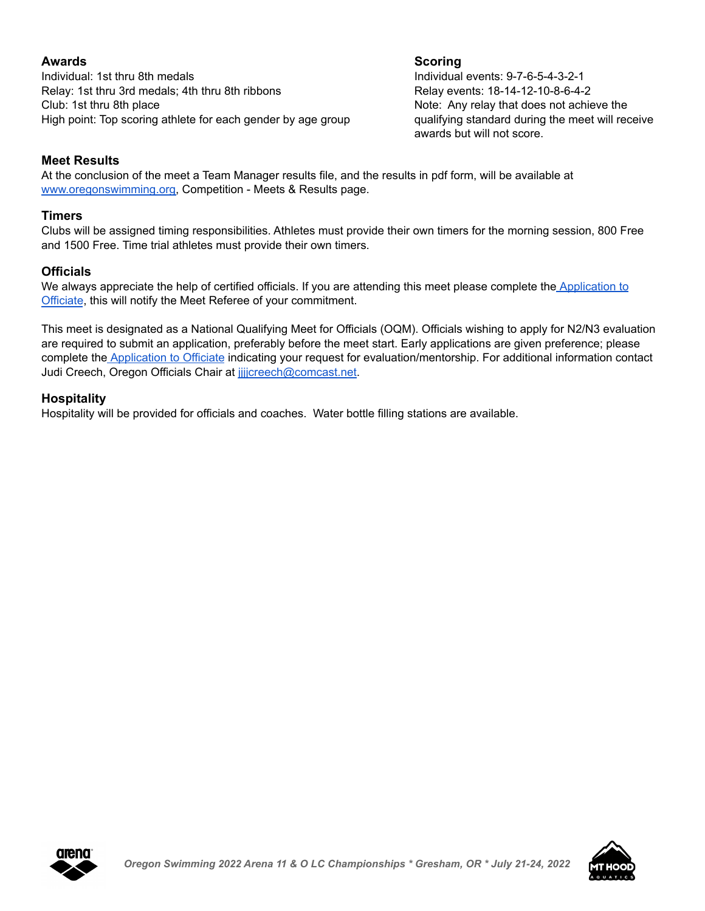## Awards

Individual: 1st thru 8th medals
Relay: 1st thru 3rd medals; 4th thru 8th ribbons
Club: 1st thru 8th place
High point: Top scoring athlete for each gender by age group

## Scoring

Individual events: 9-7-6-5-4-3-2-1
Relay events: 18-14-12-10-8-6-4-2
Note: Any relay that does not achieve the qualifying standard during the meet will receive awards but will not score.

## Meet Results

At the conclusion of the meet a Team Manager results file, and the results in pdf form, will be available at www.oregonswimming.org, Competition - Meets & Results page.

## Timers

Clubs will be assigned timing responsibilities. Athletes must provide their own timers for the morning session, 800 Free and 1500 Free. Time trial athletes must provide their own timers.

## Officials

We always appreciate the help of certified officials. If you are attending this meet please complete the Application to Officiate, this will notify the Meet Referee of your commitment.

This meet is designated as a National Qualifying Meet for Officials (OQM). Officials wishing to apply for N2/N3 evaluation are required to submit an application, preferably before the meet start. Early applications are given preference; please complete the Application to Officiate indicating your request for evaluation/mentorship. For additional information contact Judi Creech, Oregon Officials Chair at jjjjcreech@comcast.net.

## Hospitality

Hospitality will be provided for officials and coaches. Water bottle filling stations are available.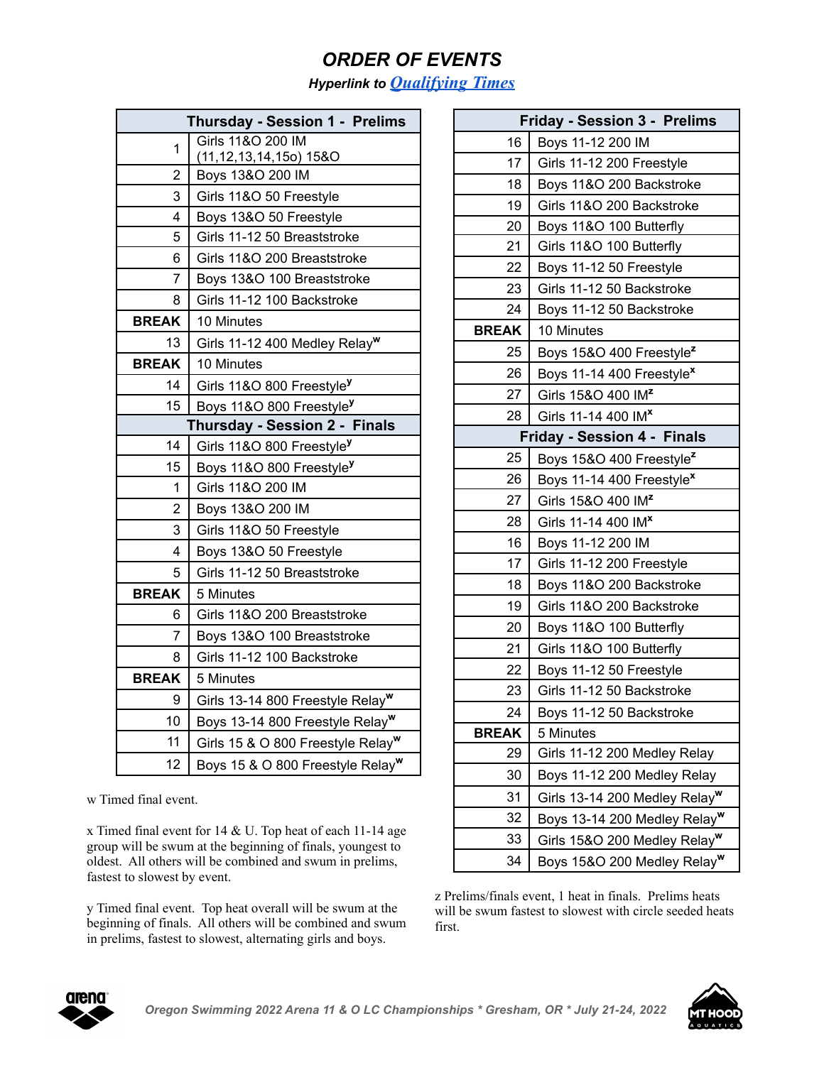# ORDER OF EVENTS

***Hyperlink to Qualifying Times***

| Thursday - Session 1 - Prelims | |
|---|---|
| 1 | Girls 11&O 200 IM (11,12,13,14,15o) 15&O |
| 2 | Boys 13&O 200 IM |
| 3 | Girls 11&O 50 Freestyle |
| 4 | Boys 13&O 50 Freestyle |
| 5 | Girls 11-12 50 Breaststroke |
| 6 | Girls 11&O 200 Breaststroke |
| 7 | Boys 13&O 100 Breaststroke |
| 8 | Girls 11-12 100 Backstroke |
| **BREAK** | 10 Minutes |
| 13 | Girls 11-12 400 Medley Relay[w] |
| **BREAK** | 10 Minutes |
| 14 | Girls 11&O 800 Freestyle[y] |
| 15 | Boys 11&O 800 Freestyle[y] |
| **Thursday - Session 2 - Finals** | |
| 14 | Girls 11&O 800 Freestyle[y] |
| 15 | Boys 11&O 800 Freestyle[y] |
| 1 | Girls 11&O 200 IM |
| 2 | Boys 13&O 200 IM |
| 3 | Girls 11&O 50 Freestyle |
| 4 | Boys 13&O 50 Freestyle |
| 5 | Girls 11-12 50 Breaststroke |
| **BREAK** | 5 Minutes |
| 6 | Girls 11&O 200 Breaststroke |
| 7 | Boys 13&O 100 Breaststroke |
| 8 | Girls 11-12 100 Backstroke |
| **BREAK** | 5 Minutes |
| 9 | Girls 13-14 800 Freestyle Relay[w] |
| 10 | Boys 13-14 800 Freestyle Relay[w] |
| 11 | Girls 15 & O 800 Freestyle Relay[w] |
| 12 | Boys 15 & O 800 Freestyle Relay[w] |

w Timed final event.

x Timed final event for 14 & U. Top heat of each 11-14 age group will be swum at the beginning of finals, youngest to oldest. All others will be combined and swum in prelims, fastest to slowest by event.

y Timed final event. Top heat overall will be swum at the beginning of finals. All others will be combined and swum in prelims, fastest to slowest, alternating girls and boys.

| Friday - Session 3 - Prelims | |
|---|---|
| 16 | Boys 11-12 200 IM |
| 17 | Girls 11-12 200 Freestyle |
| 18 | Boys 11&O 200 Backstroke |
| 19 | Girls 11&O 200 Backstroke |
| 20 | Boys 11&O 100 Butterfly |
| 21 | Girls 11&O 100 Butterfly |
| 22 | Boys 11-12 50 Freestyle |
| 23 | Girls 11-12 50 Backstroke |
| 24 | Boys 11-12 50 Backstroke |
| **BREAK** | 10 Minutes |
| 25 | Boys 15&O 400 Freestyle[z] |
| 26 | Boys 11-14 400 Freestyle[x] |
| 27 | Girls 15&O 400 IM[z] |
| 28 | Girls 11-14 400 IM[x] |
| **Friday - Session 4 - Finals** | |
| 25 | Boys 15&O 400 Freestyle[z] |
| 26 | Boys 11-14 400 Freestyle[x] |
| 27 | Girls 15&O 400 IM[z] |
| 28 | Girls 11-14 400 IM[x] |
| 16 | Boys 11-12 200 IM |
| 17 | Girls 11-12 200 Freestyle |
| 18 | Boys 11&O 200 Backstroke |
| 19 | Girls 11&O 200 Backstroke |
| 20 | Boys 11&O 100 Butterfly |
| 21 | Girls 11&O 100 Butterfly |
| 22 | Boys 11-12 50 Freestyle |
| 23 | Girls 11-12 50 Backstroke |
| 24 | Boys 11-12 50 Backstroke |
| **BREAK** | 5 Minutes |
| 29 | Girls 11-12 200 Medley Relay |
| 30 | Boys 11-12 200 Medley Relay |
| 31 | Girls 13-14 200 Medley Relay[w] |
| 32 | Boys 13-14 200 Medley Relay[w] |
| 33 | Girls 15&O 200 Medley Relay[w] |
| 34 | Boys 15&O 200 Medley Relay[w] |

z Prelims/finals event, 1 heat in finals. Prelims heats will be swum fastest to slowest with circle seeded heats first.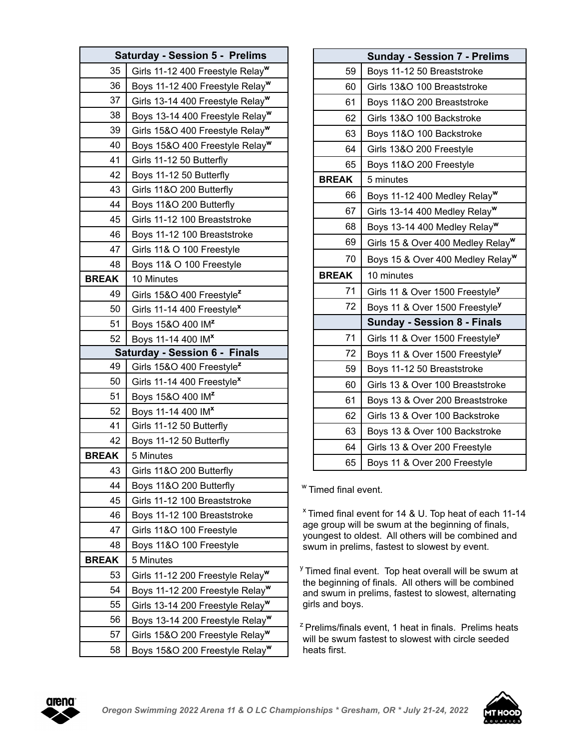| Saturday - Session 5 - Prelims | |
| --- | --- |
| 35 | Girls 11-12 400 Freestyle Relay[w] |
| 36 | Boys 11-12 400 Freestyle Relay[w] |
| 37 | Girls 13-14 400 Freestyle Relay[w] |
| 38 | Boys 13-14 400 Freestyle Relay[w] |
| 39 | Girls 15&O 400 Freestyle Relay[w] |
| 40 | Boys 15&O 400 Freestyle Relay[w] |
| 41 | Girls 11-12 50 Butterfly |
| 42 | Boys 11-12 50 Butterfly |
| 43 | Girls 11&O 200 Butterfly |
| 44 | Boys 11&O 200 Butterfly |
| 45 | Girls 11-12 100 Breaststroke |
| 46 | Boys 11-12 100 Breaststroke |
| 47 | Girls 11& O 100 Freestyle |
| 48 | Boys 11& O 100 Freestyle |
| **BREAK** | 10 Minutes |
| 49 | Girls 15&O 400 Freestyle[z] |
| 50 | Girls 11-14 400 Freestyle[x] |
| 51 | Boys 15&O 400 IM[z] |
| 52 | Boys 11-14 400 IM[x] |
| **Saturday - Session 6 - Finals** | |
| 49 | Girls 15&O 400 Freestyle[z] |
| 50 | Girls 11-14 400 Freestyle[x] |
| 51 | Boys 15&O 400 IM[z] |
| 52 | Boys 11-14 400 IM[x] |
| 41 | Girls 11-12 50 Butterfly |
| 42 | Boys 11-12 50 Butterfly |
| **BREAK** | 5 Minutes |
| 43 | Girls 11&O 200 Butterfly |
| 44 | Boys 11&O 200 Butterfly |
| 45 | Girls 11-12 100 Breaststroke |
| 46 | Boys 11-12 100 Breaststroke |
| 47 | Girls 11&O 100 Freestyle |
| 48 | Boys 11&O 100 Freestyle |
| **BREAK** | 5 Minutes |
| 53 | Girls 11-12 200 Freestyle Relay[w] |
| 54 | Boys 11-12 200 Freestyle Relay[w] |
| 55 | Girls 13-14 200 Freestyle Relay[w] |
| 56 | Boys 13-14 200 Freestyle Relay[w] |
| 57 | Girls 15&O 200 Freestyle Relay[w] |
| 58 | Boys 15&O 200 Freestyle Relay[w] |

| Sunday - Session 7 - Prelims | |
| --- | --- |
| 59 | Boys 11-12 50 Breaststroke |
| 60 | Girls 13&O 100 Breaststroke |
| 61 | Boys 11&O 200 Breaststroke |
| 62 | Girls 13&O 100 Backstroke |
| 63 | Boys 11&O 100 Backstroke |
| 64 | Girls 13&O 200 Freestyle |
| 65 | Boys 11&O 200 Freestyle |
| **BREAK** | 5 minutes |
| 66 | Boys 11-12 400 Medley Relay[w] |
| 67 | Girls 13-14 400 Medley Relay[w] |
| 68 | Boys 13-14 400 Medley Relay[w] |
| 69 | Girls 15 & Over 400 Medley Relay[w] |
| 70 | Boys 15 & Over 400 Medley Relay[w] |
| **BREAK** | 10 minutes |
| 71 | Girls 11 & Over 1500 Freestyle[y] |
| 72 | Boys 11 & Over 1500 Freestyle[y] |
| | **Sunday - Session 8 - Finals** |
| 71 | Girls 11 & Over 1500 Freestyle[y] |
| 72 | Boys 11 & Over 1500 Freestyle[y] |
| 59 | Boys 11-12 50 Breaststroke |
| 60 | Girls 13 & Over 100 Breaststroke |
| 61 | Boys 13 & Over 200 Breaststroke |
| 62 | Girls 13 & Over 100 Backstroke |
| 63 | Boys 13 & Over 100 Backstroke |
| 64 | Girls 13 & Over 200 Freestyle |
| 65 | Boys 11 & Over 200 Freestyle |

[w] Timed final event.

[x] Timed final event for 14 & U. Top heat of each 11-14 age group will be swum at the beginning of finals, youngest to oldest. All others will be combined and swum in prelims, fastest to slowest by event.

[y] Timed final event. Top heat overall will be swum at the beginning of finals. All others will be combined and swum in prelims, fastest to slowest, alternating girls and boys.

[z] Prelims/finals event, 1 heat in finals. Prelims heats will be swum fastest to slowest with circle seeded heats first.